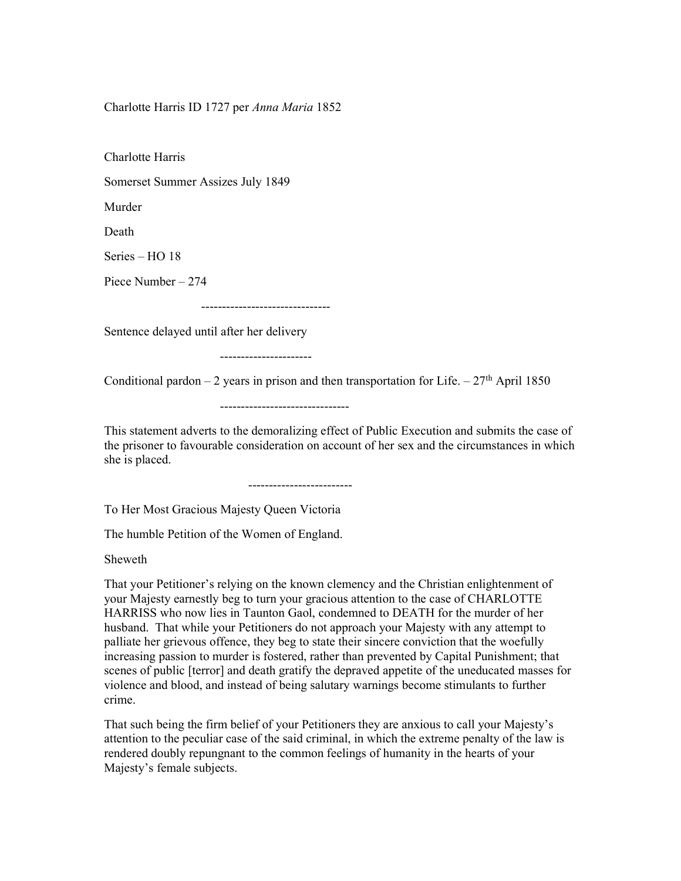Charlotte Harris ID 1727 per *Anna Maria* 1852

Charlotte Harris

Somerset Summer Assizes July 1849

Murder

Death

Series – HO 18

Piece Number – 274

-------------------------------

Sentence delayed until after her delivery

----------------------

Conditional pardon – 2 years in prison and then transportation for Life. – 27th April 1850

-------------------------------

This statement adverts to the demoralizing effect of Public Execution and submits the case of the prisoner to favourable consideration on account of her sex and the circumstances in which she is placed.

-------------------------

To Her Most Gracious Majesty Queen Victoria

The humble Petition of the Women of England.

Sheweth

That your Petitioner's relying on the known clemency and the Christian enlightenment of your Majesty earnestly beg to turn your gracious attention to the case of CHARLOTTE HARRISS who now lies in Taunton Gaol, condemned to DEATH for the murder of her husband. That while your Petitioners do not approach your Majesty with any attempt to palliate her grievous offence, they beg to state their sincere conviction that the woefully increasing passion to murder is fostered, rather than prevented by Capital Punishment; that scenes of public [terror] and death gratify the depraved appetite of the uneducated masses for violence and blood, and instead of being salutary warnings become stimulants to further crime.

That such being the firm belief of your Petitioners they are anxious to call your Majesty's attention to the peculiar case of the said criminal, in which the extreme penalty of the law is rendered doubly repungnant to the common feelings of humanity in the hearts of your Majesty's female subjects.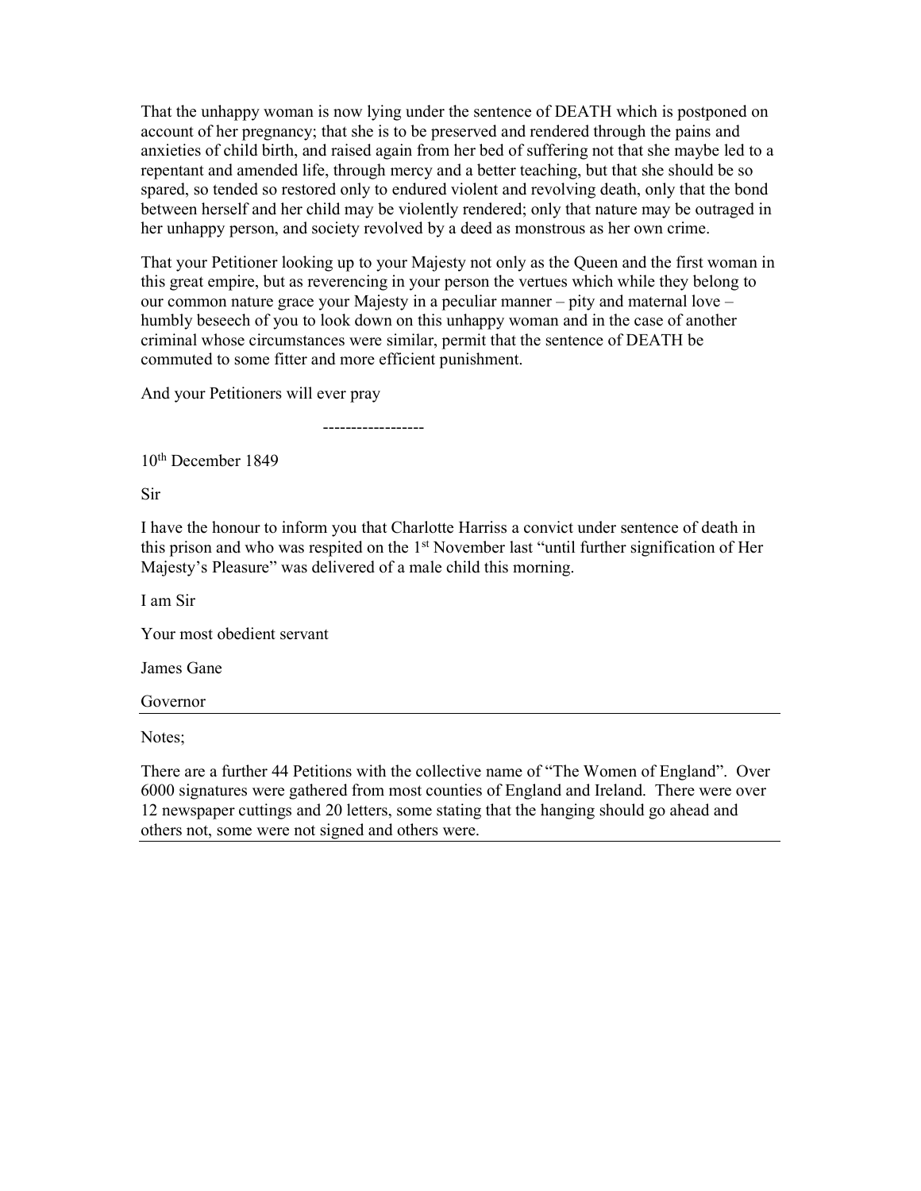That the unhappy woman is now lying under the sentence of DEATH which is postponed on account of her pregnancy; that she is to be preserved and rendered through the pains and anxieties of child birth, and raised again from her bed of suffering not that she maybe led to a repentant and amended life, through mercy and a better teaching, but that she should be so spared, so tended so restored only to endured violent and revolving death, only that the bond between herself and her child may be violently rendered; only that nature may be outraged in her unhappy person, and society revolved by a deed as monstrous as her own crime.

That your Petitioner looking up to your Majesty not only as the Queen and the first woman in this great empire, but as reverencing in your person the vertues which while they belong to our common nature grace your Majesty in a peculiar manner – pity and maternal love – humbly beseech of you to look down on this unhappy woman and in the case of another criminal whose circumstances were similar, permit that the sentence of DEATH be commuted to some fitter and more efficient punishment.

And your Petitioners will ever pray

-----------------

10th December 1849

Sir

I have the honour to inform you that Charlotte Harriss a convict under sentence of death in this prison and who was respited on the 1st November last "until further signification of Her Majesty's Pleasure" was delivered of a male child this morning.

I am Sir

Your most obedient servant

James Gane

Governor

---

Notes;

There are a further 44 Petitions with the collective name of "The Women of England". Over 6000 signatures were gathered from most counties of England and Ireland. There were over 12 newspaper cuttings and 20 letters, some stating that the hanging should go ahead and others not, some were not signed and others were.

---